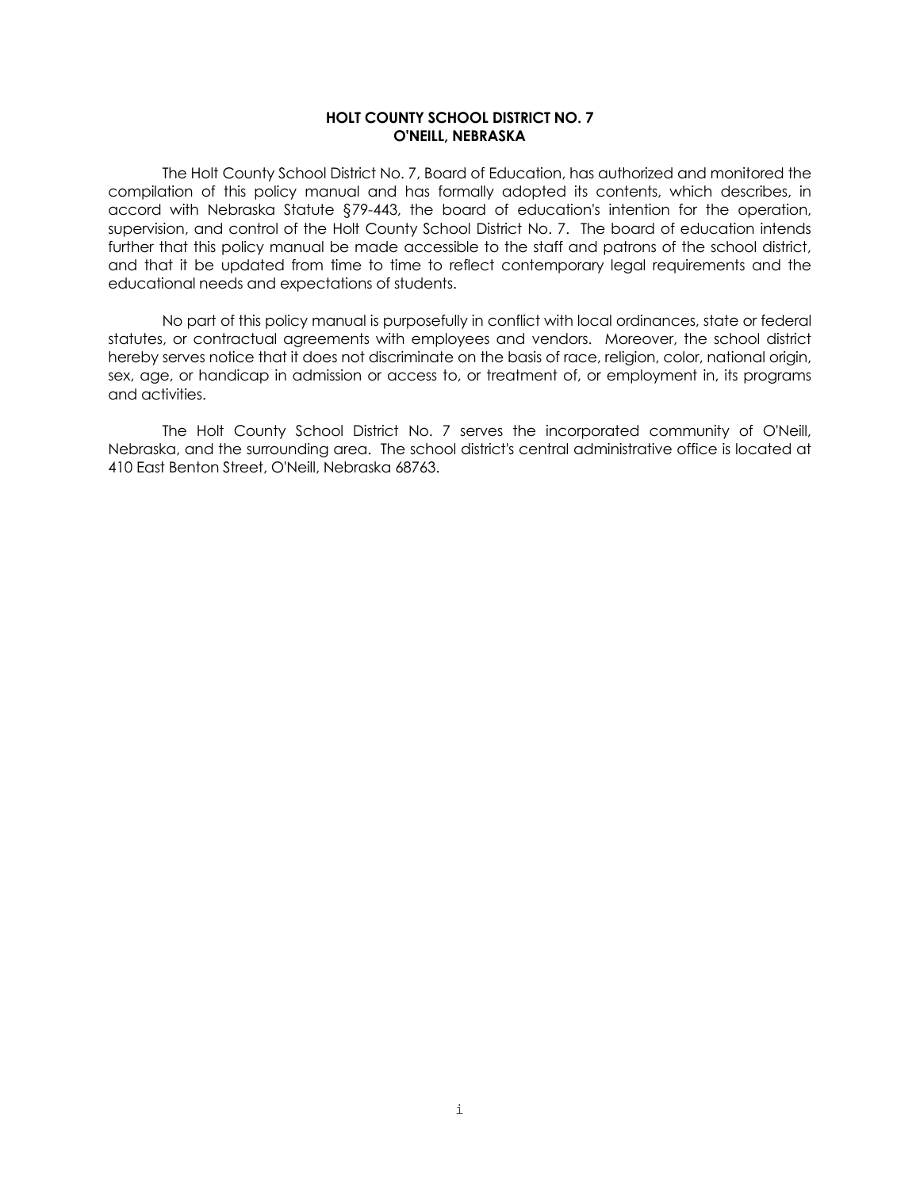**HOLT COUNTY SCHOOL DISTRICT NO. 7**
**O'NEILL, NEBRASKA**

The Holt County School District No. 7, Board of Education, has authorized and monitored the compilation of this policy manual and has formally adopted its contents, which describes, in accord with Nebraska Statute §79-443, the board of education's intention for the operation, supervision, and control of the Holt County School District No. 7. The board of education intends further that this policy manual be made accessible to the staff and patrons of the school district, and that it be updated from time to time to reflect contemporary legal requirements and the educational needs and expectations of students.

No part of this policy manual is purposefully in conflict with local ordinances, state or federal statutes, or contractual agreements with employees and vendors. Moreover, the school district hereby serves notice that it does not discriminate on the basis of race, religion, color, national origin, sex, age, or handicap in admission or access to, or treatment of, or employment in, its programs and activities.

The Holt County School District No. 7 serves the incorporated community of O'Neill, Nebraska, and the surrounding area. The school district's central administrative office is located at 410 East Benton Street, O'Neill, Nebraska 68763.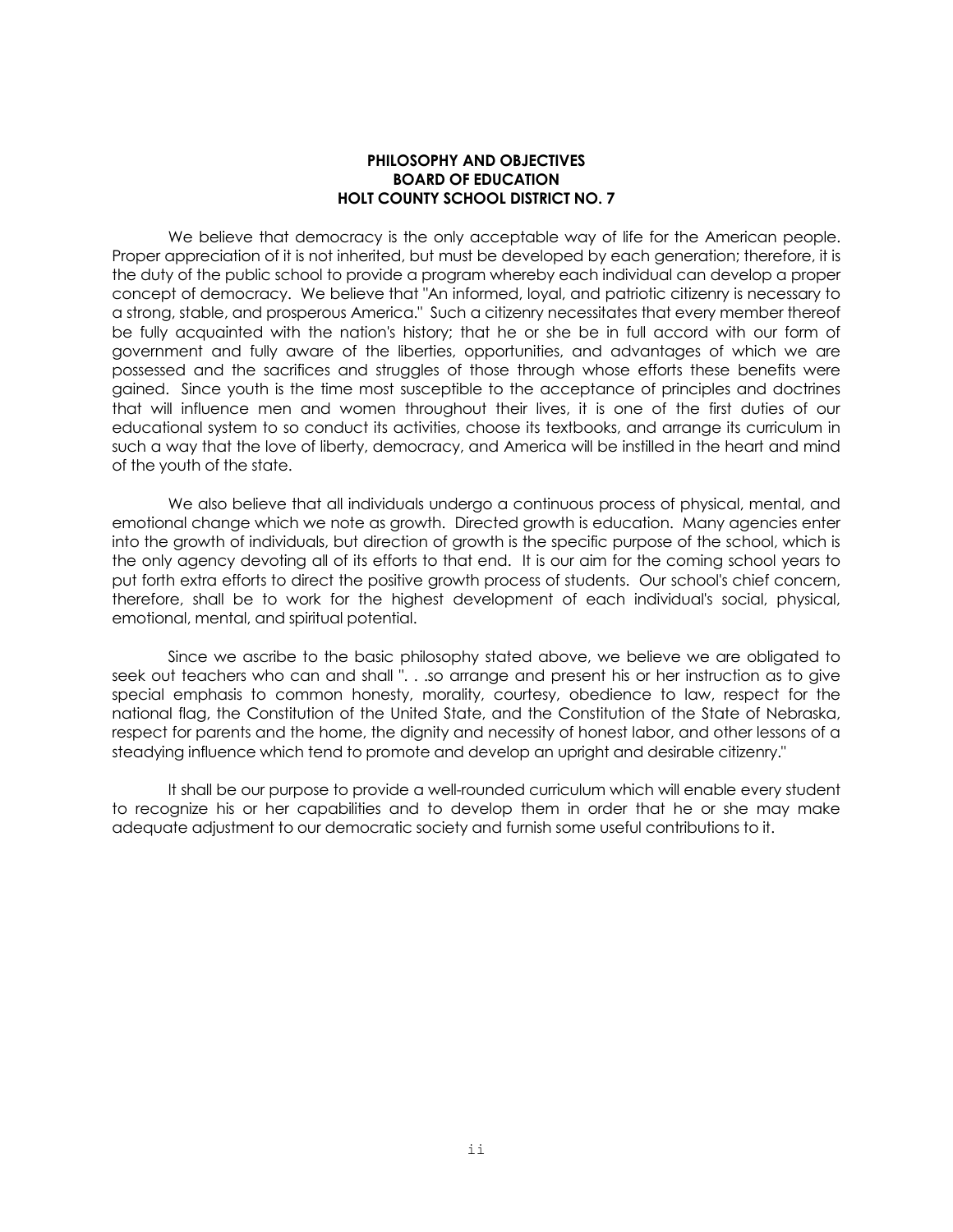**PHILOSOPHY AND OBJECTIVES**
**BOARD OF EDUCATION**
**HOLT COUNTY SCHOOL DISTRICT NO. 7**

We believe that democracy is the only acceptable way of life for the American people. Proper appreciation of it is not inherited, but must be developed by each generation; therefore, it is the duty of the public school to provide a program whereby each individual can develop a proper concept of democracy. We believe that "An informed, loyal, and patriotic citizenry is necessary to a strong, stable, and prosperous America." Such a citizenry necessitates that every member thereof be fully acquainted with the nation's history; that he or she be in full accord with our form of government and fully aware of the liberties, opportunities, and advantages of which we are possessed and the sacrifices and struggles of those through whose efforts these benefits were gained. Since youth is the time most susceptible to the acceptance of principles and doctrines that will influence men and women throughout their lives, it is one of the first duties of our educational system to so conduct its activities, choose its textbooks, and arrange its curriculum in such a way that the love of liberty, democracy, and America will be instilled in the heart and mind of the youth of the state.

We also believe that all individuals undergo a continuous process of physical, mental, and emotional change which we note as growth. Directed growth is education. Many agencies enter into the growth of individuals, but direction of growth is the specific purpose of the school, which is the only agency devoting all of its efforts to that end. It is our aim for the coming school years to put forth extra efforts to direct the positive growth process of students. Our school's chief concern, therefore, shall be to work for the highest development of each individual's social, physical, emotional, mental, and spiritual potential.

Since we ascribe to the basic philosophy stated above, we believe we are obligated to seek out teachers who can and shall ". . .so arrange and present his or her instruction as to give special emphasis to common honesty, morality, courtesy, obedience to law, respect for the national flag, the Constitution of the United State, and the Constitution of the State of Nebraska, respect for parents and the home, the dignity and necessity of honest labor, and other lessons of a steadying influence which tend to promote and develop an upright and desirable citizenry."

It shall be our purpose to provide a well-rounded curriculum which will enable every student to recognize his or her capabilities and to develop them in order that he or she may make adequate adjustment to our democratic society and furnish some useful contributions to it.